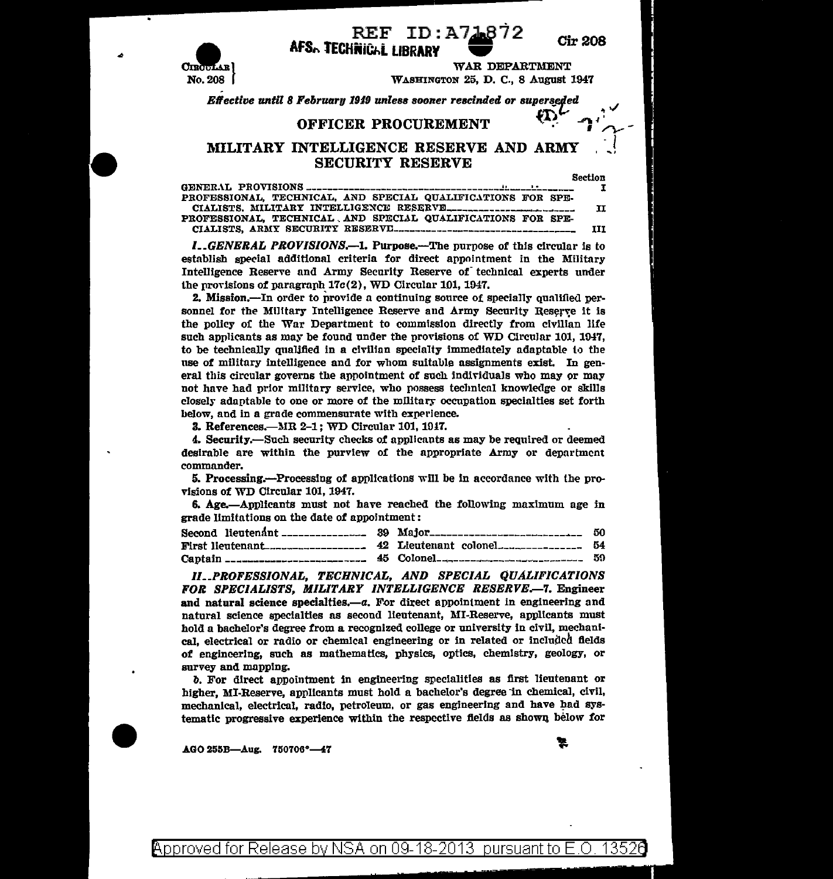REF ID:A71872

AFS. TECHNICAL LIBRARY

Cir 208

CIRCULAR No. 208

WAR DEPARTMENT
WASHINGTON 25, D. C., 8 August 1947

*Effective until 8 February 1949 unless sooner rescinded or superseded*

# OFFICER PROCUREMENT

## MILITARY INTELLIGENCE RESERVE AND ARMY SECURITY RESERVE

| | Section |
|---|---|
| GENERAL PROVISIONS | I |
| PROFESSIONAL, TECHNICAL, AND SPECIAL QUALIFICATIONS FOR SPECIALISTS, MILITARY INTELLIGENCE RESERVE | II |
| PROFESSIONAL, TECHNICAL, AND SPECIAL QUALIFICATIONS FOR SPECIALISTS, ARMY SECURITY RESERVE | III |

***I..GENERAL PROVISIONS.***—**1. Purpose.**—The purpose of this circular is to establish special additional criteria for direct appointment in the Military Intelligence Reserve and Army Security Reserve of technical experts under the provisions of paragraph 17*c*(2), WD Circular 101, 1947.

**2. Mission.**—In order to provide a continuing source of specially qualified personnel for the Military Intelligence Reserve and Army Security Reserve it is the policy of the War Department to commission directly from civilian life such applicants as may be found under the provisions of WD Circular 101, 1947, to be technically qualified in a civilian specialty immediately adaptable to the use of military intelligence and for whom suitable assignments exist. In general this circular governs the appointment of such individuals who may or may not have had prior military service, who possess technical knowledge or skills closely adaptable to one or more of the military occupation specialties set forth below, and in a grade commensurate with experience.

**3. References.**—MR 2–1; WD Circular 101, 1947.

**4. Security.**—Such security checks of applicants as may be required or deemed desirable are within the purview of the appropriate Army or department commander.

**5. Processing.**—Processing of applications will be in accordance with the provisions of WD Circular 101, 1947.

**6. Age.**—Applicants must not have reached the following maximum age in grade limitations on the date of appointment:

| | | | |
|---|---|---|---|
| Second lieutenant | 39 | Major | 50 |
| First lieutenant | 42 | Lieutenant colonel | 54 |
| Captain | 45 | Colonel | 59 |

***II..PROFESSIONAL, TECHNICAL, AND SPECIAL QUALIFICATIONS FOR SPECIALISTS, MILITARY INTELLIGENCE RESERVE.***—**7. Engineer and natural science specialties.**—*a.* For direct appointment in engineering and natural science specialties as second lieutenant, MI-Reserve, applicants must hold a bachelor's degree from a recognized college or university in civil, mechanical, electrical or radio or chemical engineering or in related or included fields of engineering, such as mathematics, physics, optics, chemistry, geology, or survey and mapping.

*b.* For direct appointment in engineering specialities as first lieutenant or higher, MI-Reserve, applicants must hold a bachelor's degree in chemical, civil, mechanical, electrical, radio, petroleum, or gas engineering and have had systematic progressive experience within the respective fields as shown below for

AGO 255B—Aug. 750706°—47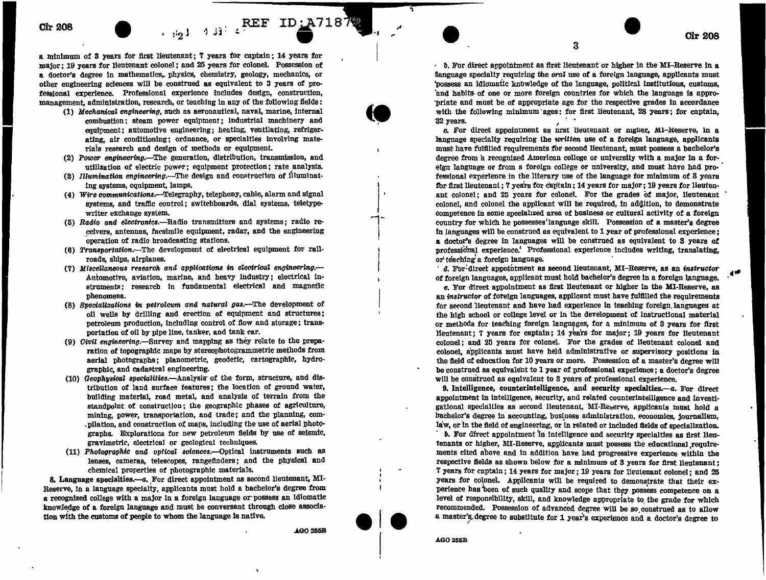a minimum of 3 years for first lieutenant; 7 years for captain; 14 years for major; 19 years for lieutenant colonel; and 25 years for colonel. Possession of a doctor's degree in mathematics, physics, chemistry, geology, mechanics, or other engineering sciences will be construed as equivalent to 3 years of professional experience. Professional experience includes design, construction, management, administration, research, or teaching in any of the following fields:

(1) *Mechanical engineering*, such as aeronautical, naval, marine, internal combustion; steam power equipment; industrial machinery and equipment; automotive engineering; heating, ventilating, refrigerating, air conditioning; ordnance, or specialties involving materials research and design of methods or equipment.

(2) *Power engineering*.—The generation, distribution, transmission, and utilization of electric power; equipment protection; rate analysis.

(3) *Illumination engineering*.—The design and construction of illuminating systems, equipment, lamps.

(4) *Wire communications*.—Telegraphy, telephony, cable, alarm and signal systems, and traffic control; switchboards, dial systems, teletypewriter exchange system.

(5) *Radio and electronics*.—Radio transmitters and systems; radio receivers, antennas, facsimile equipment, radar, and the engineering operation of radio broadcasting stations.

(6) *Transportation*.—The development of electrical equipment for railroads, ships, airplanes.

(7) *Miscellaneous research and applications in electrical engineering*.—Automotive, aviation, marine, and heavy industry; electrical instruments; research in fundamental electrical and magnetic phenomena.

(8) *Specializations in petroleum and natural gas*.—The development of oil wells by drilling and erection of equipment and structures; petroleum production, including control of flow and storage; transportation of oil by pipe line, tanker, and tank car.

(9) *Civil engineering*.—Survey and mapping as they relate to the preparation of topographic maps by stereophotogrammetric methods from aerial photographs; planometric, geodetic, cartographic, hydrographic, and cadastral engineering.

(10) *Geophysical specialities*.—Analysis of the form, structure, and distribution of land surface features; the location of ground water, building material, road metal, and analysis of terrain from the standpoint of construction; the geographic phases of agriculture, mining, power, transportation, and trade; and the planning, compilation, and construction of maps, including the use of aerial photographs. Explorations for new petroleum fields by use of seismic, gravimetric, electrical or geological techniques.

(11) *Photographic and optical sciences*.—Optical instruments such as lenses, cameras, telescopes, rangefinders; and the physical and chemical properties of photographic materials.

**8. Language specialties.**—*a*. For direct appointment as second lieutenant, MI-Reserve, in a language specialty, applicants must hold a bachelor's degree from a recognized college with a major in a foreign language or possess an idiomatic knowledge of a foreign language and must be conversant through close association with the customs of people to whom the language is native.

*b*. For direct appointment as first lieutenant or higher in the MI-Reserve in a language specialty requiring the *oral* use of a foreign language, applicants must possess an idiomatic knowledge of the language, political institutions, customs, and habits of one or more foreign countries for which the language is appropriate and must be of appropriate age for the respective grades in accordance with the following minimum ages: for first lieutenant, 28 years; for captain, 32 years.

*c*. For direct appointment as first lieutenant or higher, MI-Reserve, in a language specialty requiring the *written* use of a foreign language, applicants must have fulfilled requirements for second lieutenant, must possess a bachelor's degree from a recognized American college or university with a major in a foreign language or from a foreign college or university, and must have had professional experience in the literary use of the language for minimum of 3 years for first lieutenant; 7 years for captain; 14 years for major; 19 years for lieutenant colonel; and 25 years for colonel. For the grades of major, lieutenant colonel, and colonel the applicant will be required, in addition, to demonstrate competence in some specialized area of business or cultural activity of a foreign country for which he possesses language skill. Possession of a master's degree in languages will be construed as equivalent to 1 year of professional experience; a doctor's degree in languages will be construed as equivalent to 3 years of professional experience. Professional experience includes writing, translating, or teaching a foreign language.

*d*. For direct appointment as second lieutenant, MI-Reserve, as an *instructor* of foreign languages, applicant must hold bachelor's degree in a foreign language.

*e*. For direct appointment as first lieutenant or higher in the MI-Reserve, as an *instructor* of foreign languages, applicant must have fulfilled the requirements for second lieutenant and have had experience in teaching foreign languages at the high school or college level or in the development of instructional material or methods for teaching foreign languages, for a minimum of 3 years for first lieutenant; 7 years for captain; 14 years for major; 19 years for lieutenant colonel; and 25 years for colonel. For the grades of lieutenant colonel and colonel, applicants must have held administrative or supervisory positions in the field of education for 10 years or more. Possession of a master's degree will be construed as equivalent to 1 year of professional experience; a doctor's degree will be construed as equivalent to 3 years of professional experience.

**9. Intelligence, counterintelligence, and security specialties.**—*a*. For direct appointment in intelligence, security, and related counterintelligence and investigational specialties as second lieutenant, MI-Reserve, applicants must hold a bachelor's degree in accounting, business administration, economics, journalism, law, or in the field of engineering, or in related or included fields of specialization.

*b*. For direct appointment in intelligence and security specialties as first lieutenants or higher, MI-Reserve, applicants must possess the educational requirements cited above and in addition have had progressive experience within the respective fields as shown below for a minimum of 3 years for first lieutenant; 7 years for captain; 14 years for major; 19 years for lieutenant colonel; and 25 years for colonel. Applicants will be required to demonstrate that their experience has been of such quality and scope that they possess competence on a level of responsibility, skill, and knowledge appropriate to the grade for which recommended. Possession of advanced degree will be so construed as to allow a master's degree to substitute for 1 year's experience and a doctor's degree to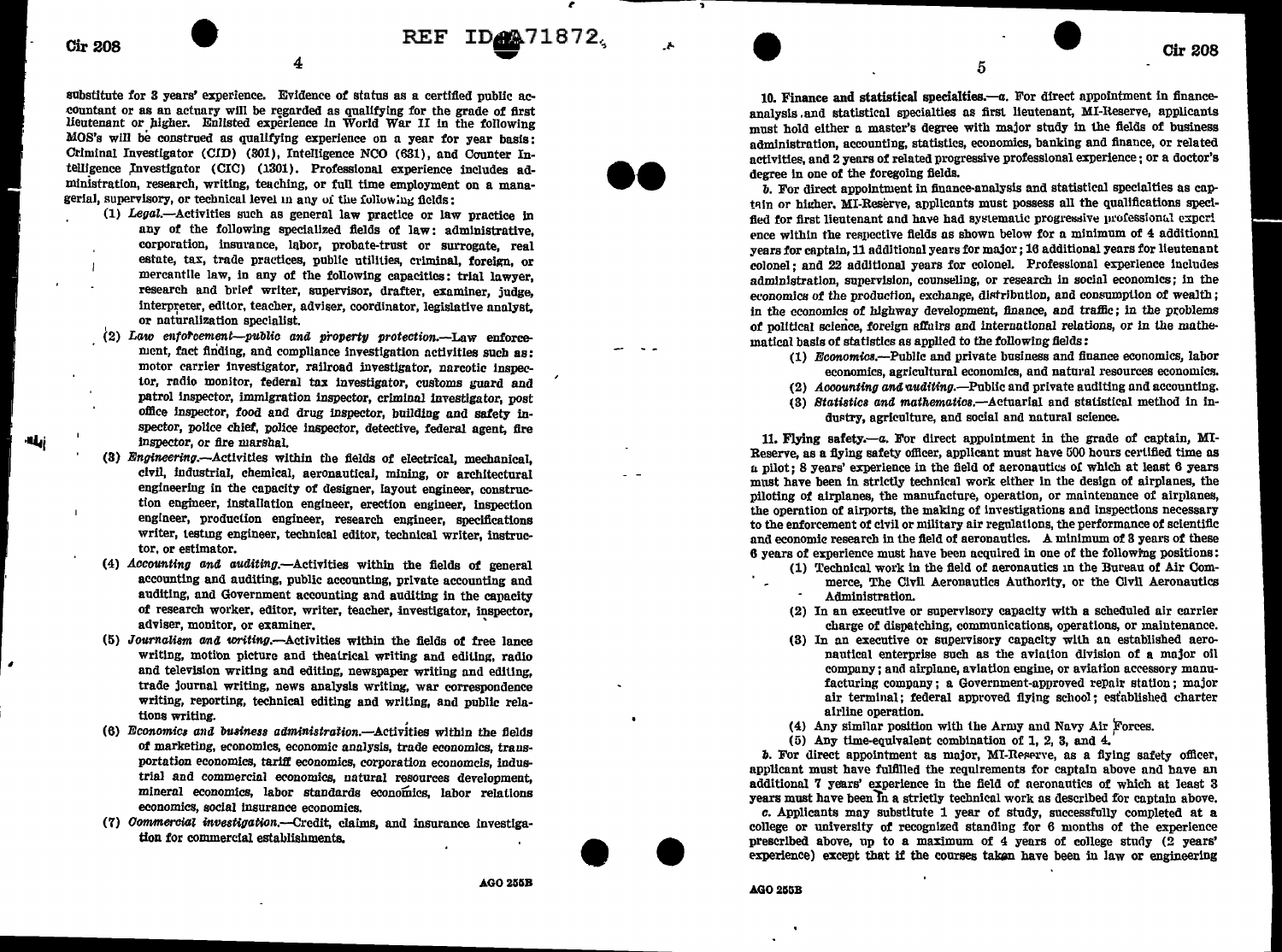substitute for 3 years' experience. Evidence of status as a certified public accountant or as an actuary will be regarded as qualifying for the grade of first lieutenant or higher. Enlisted experience in World War II in the following MOS's will be construed as qualifying experience on a year for year basis: Criminal Investigator (CID) (301), Intelligence NCO (631), and Counter Intelligence Investigator (CIC) (1301). Professional experience includes administration, research, writing, teaching, or full time employment on a managerial, supervisory, or technical level in any of the following fields:

(1) *Legal.*—Activities such as general law practice or law practice in any of the following specialized fields of law: administrative, corporation, insurance, labor, probate-trust or surrogate, real estate, tax, trade practices, public utilities, criminal, foreign, or mercantile law, in any of the following capacities: trial lawyer, research and brief writer, supervisor, drafter, examiner, judge, interpreter, editor, teacher, adviser, coordinator, legislative analyst, or naturalization specialist.

(2) *Law enforcement—public and property protection.*—Law enforcement, fact finding, and compliance investigation activities such as: motor carrier investigator, railroad investigator, narcotic inspector, radio monitor, federal tax investigator, customs guard and patrol inspector, immigration inspector, criminal investigator, post office inspector, food and drug inspector, building and safety inspector, police chief, police inspector, detective, federal agent, fire inspector, or fire marshal.

(3) *Engineering.*—Activities within the fields of electrical, mechanical, civil, industrial, chemical, aeronautical, mining, or architectural engineering in the capacity of designer, layout engineer, construction engineer, installation engineer, erection engineer, inspection engineer, production engineer, research engineer, specifications writer, testing engineer, technical editor, technical writer, instructor, or estimator.

(4) *Accounting and auditing.*—Activities within the fields of general accounting and auditing, public accounting, private accounting and auditing, and Government accounting and auditing in the capacity of research worker, editor, writer, teacher, investigator, inspector, adviser, monitor, or examiner.

(5) *Journalism and writing.*—Activities within the fields of free lance writing, motion picture and theatrical writing and editing, radio and television writing and editing, newspaper writing and editing, trade journal writing, news analysis writing, war correspondence writing, reporting, technical editing and writing, and public relations writing.

(6) *Economics and business administration.*—Activities within the fields of marketing, economics, economic analysis, trade economics, transportation economics, tariff economics, corporation economcis, industrial and commercial economics, natural resources development, mineral economics, labor standards economics, labor relations economics, social insurance economics.

(7) *Commercial investigation.*—Credit, claims, and insurance investigation for commercial establishments.

10. **Finance and statistical specialties.**—*a.* For direct appointment in finance-analysis and statistical specialties as first lieutenant, MI-Reserve, applicants must hold either a master's degree with major study in the fields of business administration, accounting, statistics, economics, banking and finance, or related activities, and 2 years of related progressive professional experience; or a doctor's degree in one of the foregoing fields.

*b.* For direct appointment in finance-analysis and statistical specialties as captain or higher, MI-Reserve, applicants must possess all the qualifications specified for first lieutenant and have had systematic progressive professional experience within the respective fields as shown below for a minimum of 4 additional years for captain, 11 additional years for major; 16 additional years for lieutenant colonel; and 22 additional years for colonel. Professional experience includes administration, supervision, counseling, or research in social economics; in the economics of the production, exchange, distribution, and consumption of wealth; in the economics of highway development, finance, and traffic; in the problems of political science, foreign affairs and international relations, or in the mathematical basis of statistics as applied to the following fields:

(1) *Economics.*—Public and private business and finance economics, labor economics, agricultural economics, and natural resources economics.

(2) *Accounting and auditing.*—Public and private auditing and accounting.

(3) *Statistics and mathematics.*—Actuarial and statistical method in industry, agriculture, and social and natural science.

11. **Flying safety.**—*a.* For direct appointment in the grade of captain, MI-Reserve, as a flying safety officer, applicant must have 500 hours certified time as a pilot; 8 years' experience in the field of aeronautics of which at least 6 years must have been in strictly technical work either in the design of airplanes, the piloting of airplanes, the manufacture, operation, or maintenance of airplanes, the operation of airports, the making of investigations and inspections necessary to the enforcement of civil or military air regulations, the performance of scientific and economic research in the field of aeronautics. A minimum of 3 years of these 6 years of experience must have been acquired in one of the following positions:

(1) Technical work in the field of aeronautics in the Bureau of Air Commerce, The Civil Aeronautics Authority, or the Civil Aeronautics Administration.

(2) In an executive or supervisory capacity with a scheduled air carrier charge of dispatching, communications, operations, or maintenance.

(3) In an executive or supervisory capacity with an established aeronautical enterprise such as the aviation division of a major oil company; and airplane, aviation engine, or aviation accessory manufacturing company; a Government-approved repair station; major air terminal; federal approved flying school; established charter airline operation.

(4) Any similar position with the Army and Navy Air Forces.

(5) Any time-equivalent combination of 1, 2, 3, and 4.

*b.* For direct appointment as major, MI-Reserve, as a flying safety officer, applicant must have fulfilled the requirements for captain above and have an additional 7 years' experience in the field of aeronautics of which at least 3 years must have been in a strictly technical work as described for captain above.

*c.* Applicants may substitute 1 year of study, successfully completed at a college or university of recognized standing for 6 months of the experience prescribed above, up to a maximum of 4 years of college study (2 years' experience) except that if the courses taken have been in law or engineering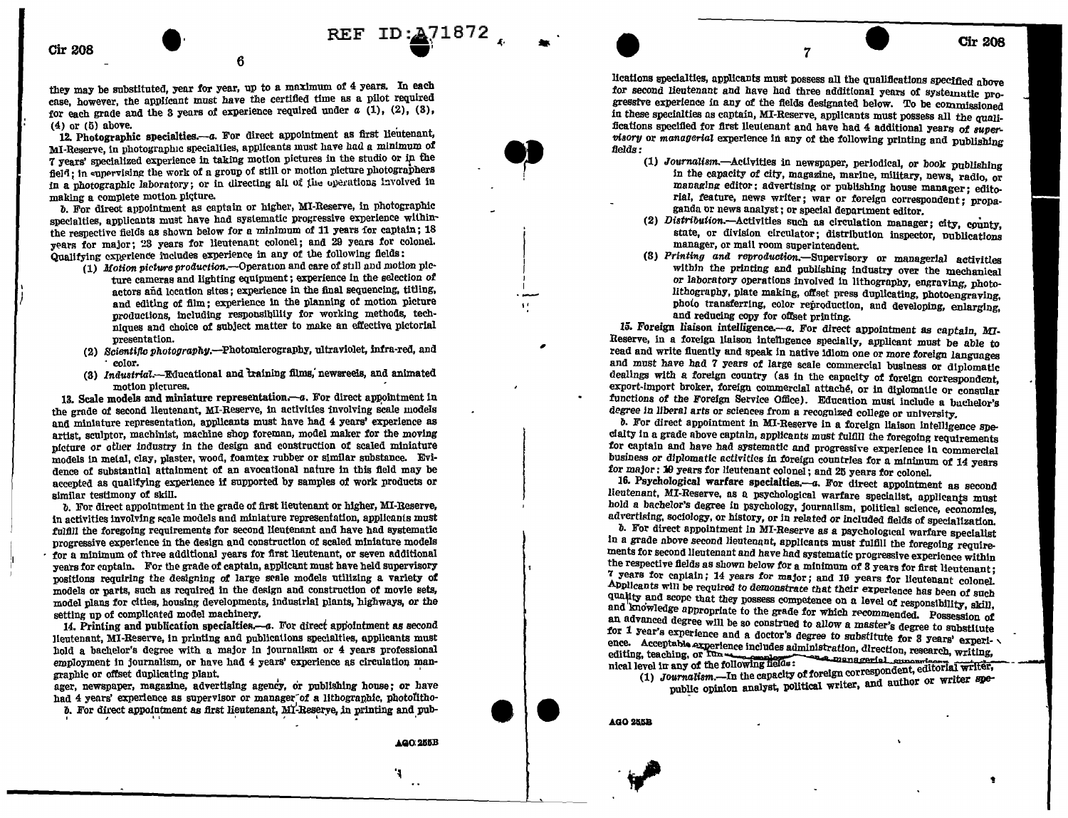they may be substituted, year for year, up to a maximum of 4 years. In each case, however, the applicant must have the certified time as a pilot required for each grade and the 3 years of experience required under *a* (1), (2), (3), (4) or (5) above.

12. *Photographic specialties.*—*a.* For direct appointment as first lieutenant, MI-Reserve, in photographic specialties, applicants must have had a minimum of 7 years' specialized experience in taking motion pictures in the studio or in the field; in supervising the work of a group of still or motion picture photographers in a photographic laboratory; or in directing all of the operations involved in making a complete motion picture.

*b.* For direct appointment as captain or higher, MI-Reserve, in photographic specialties, applicants must have had systematic progressive experience within the respective fields as shown below for a minimum of 11 years for captain; 18 years for major; 23 years for lieutenant colonel; and 29 years for colonel. Qualifying experience includes experience in any of the following fields:

(1) *Motion picture production.*—Operation and care of still and motion picture cameras and lighting equipment; experience in the selection of actors and location sites; experience in the final sequencing, titling, and editing of film; experience in the planning of motion picture productions, including responsibility for working methods, techniques and choice of subject matter to make an effective pictorial presentation.

(2) *Scientific photography.*—Photomicrography, ultraviolet, infra-red, and color.

(3) *Industrial.*—Educational and training films, newsreels, and animated motion pictures.

13. *Scale models and miniature representation.*—*a.* For direct appointment in the grade of second lieutenant, MI-Reserve, in activities involving scale models and miniature representation, applicants must have had 4 years' experience as artist, sculptor, machinist, machine shop foreman, model maker for the moving picture or other industry in the design and construction of scaled miniature models in metal, clay, plaster, wood, foamtex rubber or similar substance. Evidence of substantial attainment of an avocational nature in this field may be accepted as qualifying experience if supported by samples of work products or similar testimony of skill.

*b.* For direct appointment in the grade of first lieutenant or higher, MI-Reserve, in activities involving scale models and miniature representation, applicants must fulfill the foregoing requirements for second lieutenant and have had systematic progressive experience in the design and construction of scaled miniature models for a minimum of three additional years for first lieutenant, or seven additional years for captain. For the grade of captain, applicant must have held supervisory positions requiring the designing of large scale models utilizing a variety of models or parts, such as required in the design and construction of movie sets, model plans for cities, housing developments, industrial plants, highways, or the setting up of complicated model machinery.

14. *Printing and publication specialties.*—*a.* For direct appointment as second lieutenant, MI-Reserve, in printing and publications specialties, applicants must hold a bachelor's degree with a major in journalism or 4 years professional employment in journalism, or have had 4 years' experience as circulation manager, newspaper, magazine, advertising agency, or publishing house; or have had 4 years' experience as supervisor or manager of a lithographic, photolithographic or offset duplicating plant.

*b.* For direct appointment as first lieutenant, MI-Reserve, in printing and publications specialties, applicants must possess all the qualifications specified above for second lieutenant and have had three additional years of systematic progressive experience in any of the fields designated below. To be commissioned in these specialties as captain, MI-Reserve, applicants must possess all the qualifications specified for first lieutenant and have had 4 additional years of *supervisory* or *managerial* experience in any of the following printing and publishing fields:

(1) *Journalism.*—Activities in newspaper, periodical, or book publishing in the capacity of city, magazine, marine, military, news, radio, or managing editor; advertising or publishing house manager; editorial, feature, news writer; war or foreign correspondent; propaganda or news analyst; or special department editor.

(2) *Distribution.*—Activities such as circulation manager; city, county, state, or division circulator; distribution inspector, publications manager, or mail room superintendent.

(3) *Printing and reproduction.*—Supervisory or managerial activities within the printing and publishing industry over the mechanical or laboratory operations involved in lithography, engraving, photolithography, plate making, offset press duplicating, photoengraving, photo transferring, color reproduction, and developing, enlarging, and reducing copy for offset printing.

15. *Foreign liaison intelligence.*—*a.* For direct appointment as captain, MI-Reserve, in a foreign liaison intelligence specialty, applicant must be able to read and write fluently and speak in native idiom one or more foreign languages and must have had 7 years of large scale commercial business or diplomatic dealings with a foreign country (as in the capacity of foreign correspondent, export-import broker, foreign commercial attaché, or in diplomatic or consular functions of the Foreign Service Office). Education must include a bachelor's degree in liberal arts or sciences from a recognized college or university.

*b.* For direct appointment in MI-Reserve in a foreign liaison intelligence specialty in a grade above captain, applicants must fulfill the foregoing requirements for captain and have had systematic and progressive experience in commercial business or diplomatic activities in foreign countries for a minimum of 14 years for major; 19 years for lieutenant colonel; and 25 years for colonel.

16. *Psychological warfare specialties.*—*a.* For direct appointment as second lieutenant, MI-Reserve, as a psychological warfare specialist, applicants must hold a bachelor's degree in psychology, journalism, political science, economics, advertising, sociology, or history, or in related or included fields of specialization.

*b.* For direct appointment in MI-Reserve as a psychological warfare specialist in a grade above second lieutenant, applicants must fulfill the foregoing requirements for second lieutenant and have had systematic progressive experience within the respective fields as shown below for a minimum of 3 years for first lieutenant; 7 years for captain; 14 years for major; and 19 years for lieutenant colonel. Applicants will be required to demonstrate that their experience has been of such quality and scope that they possess competence on a level of responsibility, skill, and knowledge appropriate to the grade for which recommended. Possession of an advanced degree will be so construed to allow a master's degree to substitute for 1 year's experience and a doctor's degree to substitute for 3 years' experience. Acceptable experience includes administration, direction, research, writing, editing, teaching, or [...] managerial [...] nical level in any of the following fields:

(1) *Journalism.*—In the capacity of foreign correspondent, editorial writer, public opinion analyst, political writer, and author or writer spe-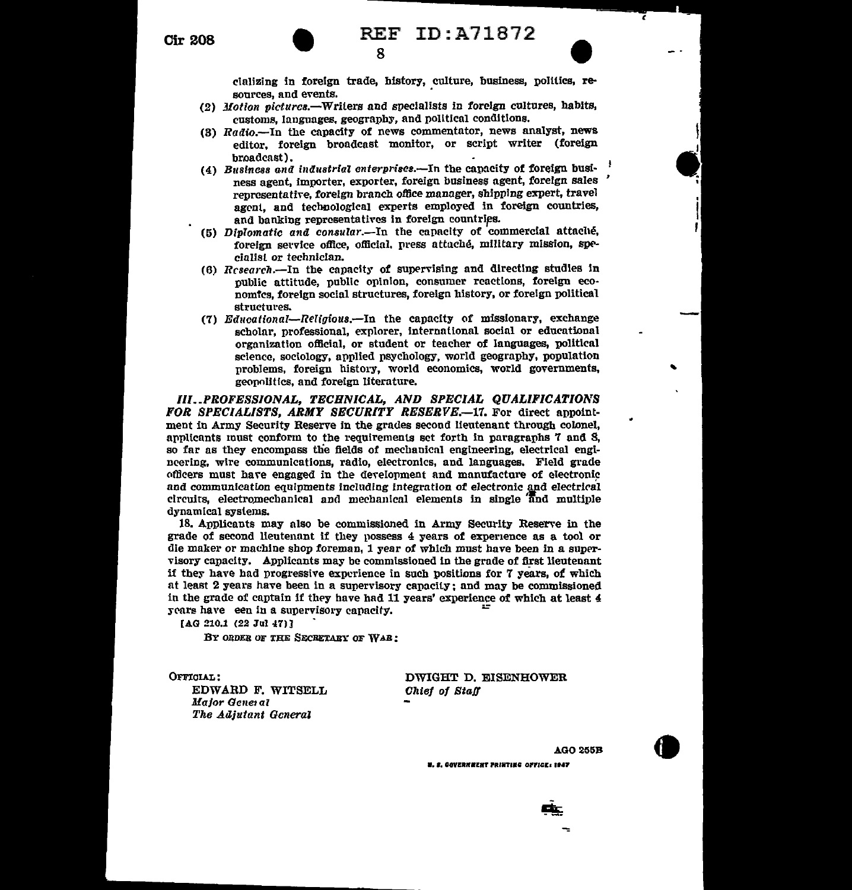cializing in foreign trade, history, culture, business, politics, resources, and events.

(2) *Motion pictures.*—Writers and specialists in foreign cultures, habits, customs, languages, geography, and political conditions.

(3) *Radio.*—In the capacity of news commentator, news analyst, news editor, foreign broadcast monitor, or script writer (foreign broadcast).

(4) *Business and industrial enterprises.*—In the capacity of foreign business agent, importer, exporter, foreign business agent, foreign sales representative, foreign branch office manager, shipping expert, travel agent, and technological experts employed in foreign countries, and banking representatives in foreign countries.

(5) *Diplomatic and consular.*—In the capacity of commercial attaché, foreign service office, official, press attaché, military mission, specialist or technician.

(6) *Research.*—In the capacity of supervising and directing studies in public attitude, public opinion, consumer reactions, foreign economics, foreign social structures, foreign history, or foreign political structures.

(7) *Educational—Religious.*—In the capacity of missionary, exchange scholar, professional, explorer, international social or educational organization official, or student or teacher of languages, political science, sociology, applied psychology, world geography, population problems, foreign history, world economics, world governments, geopolitics, and foreign literature.

***III. PROFESSIONAL, TECHNICAL, AND SPECIAL QUALIFICATIONS FOR SPECIALISTS, ARMY SECURITY RESERVE.***—17. For direct appointment in Army Security Reserve in the grades second lieutenant through colonel, applicants must conform to the requirements set forth in paragraphs 7 and 8, so far as they encompass the fields of mechanical engineering, electrical engineering, wire communications, radio, electronics, and languages. Field grade officers must have engaged in the development and manufacture of electronic and communication equipments including integration of electronic and electrical circuits, electromechanical and mechanical elements in single and multiple dynamical systems.

18. Applicants may also be commissioned in Army Security Reserve in the grade of second lieutenant if they possess 4 years of experience as a tool or die maker or machine shop foreman, 1 year of which must have been in a supervisory capacity. Applicants may be commissioned in the grade of first lieutenant if they have had progressive experience in such positions for 7 years, of which at least 2 years have been in a supervisory capacity; and may be commissioned in the grade of captain if they have had 11 years' experience of which at least 4 years have been in a supervisory capacity.

[AG 210.1 (22 Jul 47)]

BY ORDER OF THE SECRETARY OF WAR:

DWIGHT D. EISENHOWER
*Chief of Staff*

OFFICIAL:

EDWARD F. WITSELL
*Major General*
*The Adjutant General*

AGO 255B

U. S. GOVERNMENT PRINTING OFFICE: 1947